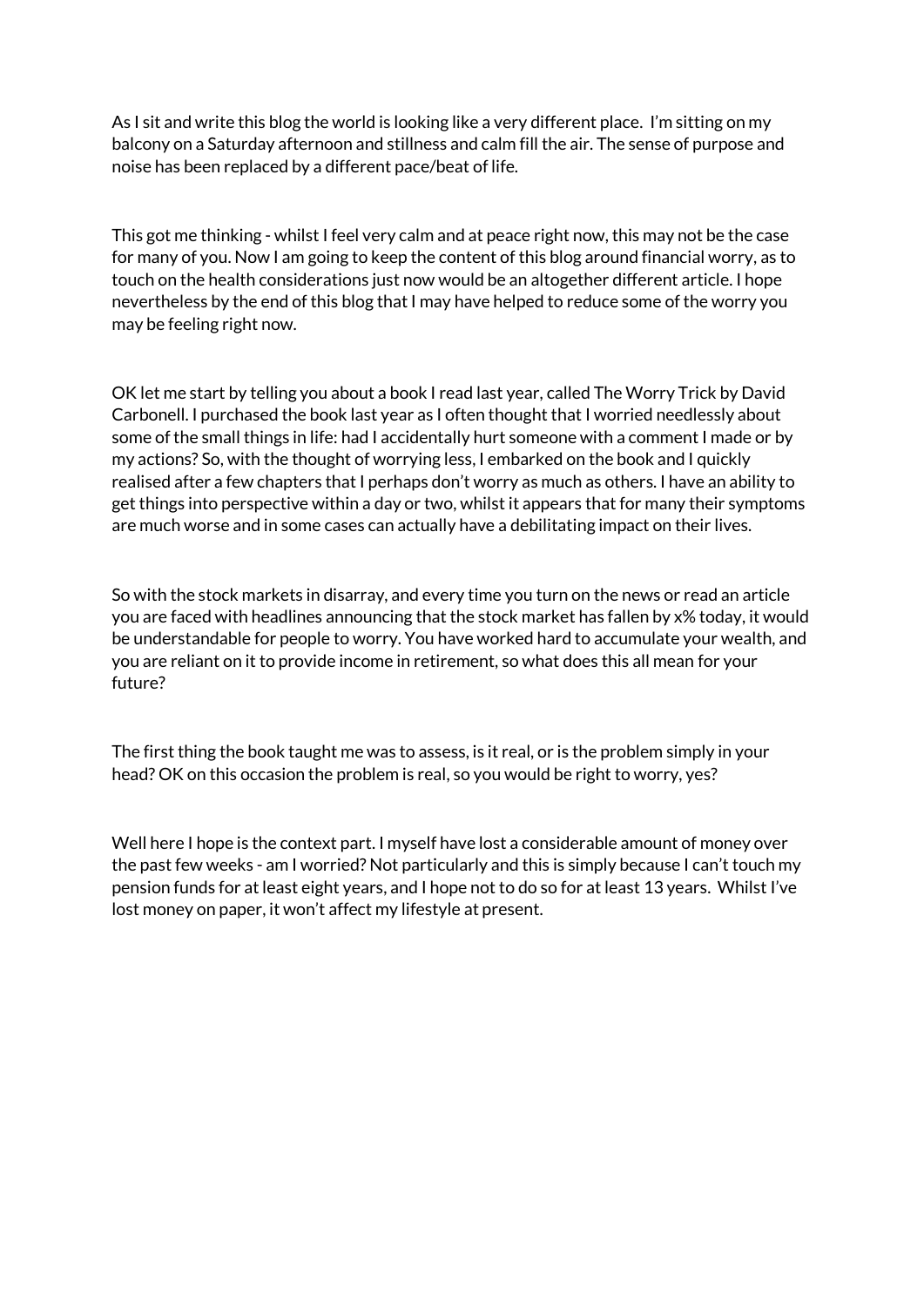As I sit and write this blog the world is looking like a very different place.  I'm sitting on my balcony on a Saturday afternoon and stillness and calm fill the air. The sense of purpose and noise has been replaced by a different pace/beat of life.

This got me thinking - whilst I feel very calm and at peace right now, this may not be the case for many of you. Now I am going to keep the content of this blog around financial worry, as to touch on the health considerations just now would be an altogether different article. I hope nevertheless by the end of this blog that I may have helped to reduce some of the worry you may be feeling right now.

OK let me start by telling you about a book I read last year, called The Worry Trick by David Carbonell. I purchased the book last year as I often thought that I worried needlessly about some of the small things in life: had I accidentally hurt someone with a comment I made or by my actions? So, with the thought of worrying less, I embarked on the book and I quickly realised after a few chapters that I perhaps don't worry as much as others. I have an ability to get things into perspective within a day or two, whilst it appears that for many their symptoms are much worse and in some cases can actually have a debilitating impact on their lives.

So with the stock markets in disarray, and every time you turn on the news or read an article you are faced with headlines announcing that the stock market has fallen by x% today, it would be understandable for people to worry. You have worked hard to accumulate your wealth, and you are reliant on it to provide income in retirement, so what does this all mean for your future?

The first thing the book taught me was to assess, is it real, or is the problem simply in your head? OK on this occasion the problem is real, so you would be right to worry, yes?

Well here I hope is the context part. I myself have lost a considerable amount of money over the past few weeks - am I worried? Not particularly and this is simply because I can't touch my pension funds for at least eight years, and I hope not to do so for at least 13 years.  Whilst I've lost money on paper, it won't affect my lifestyle at present.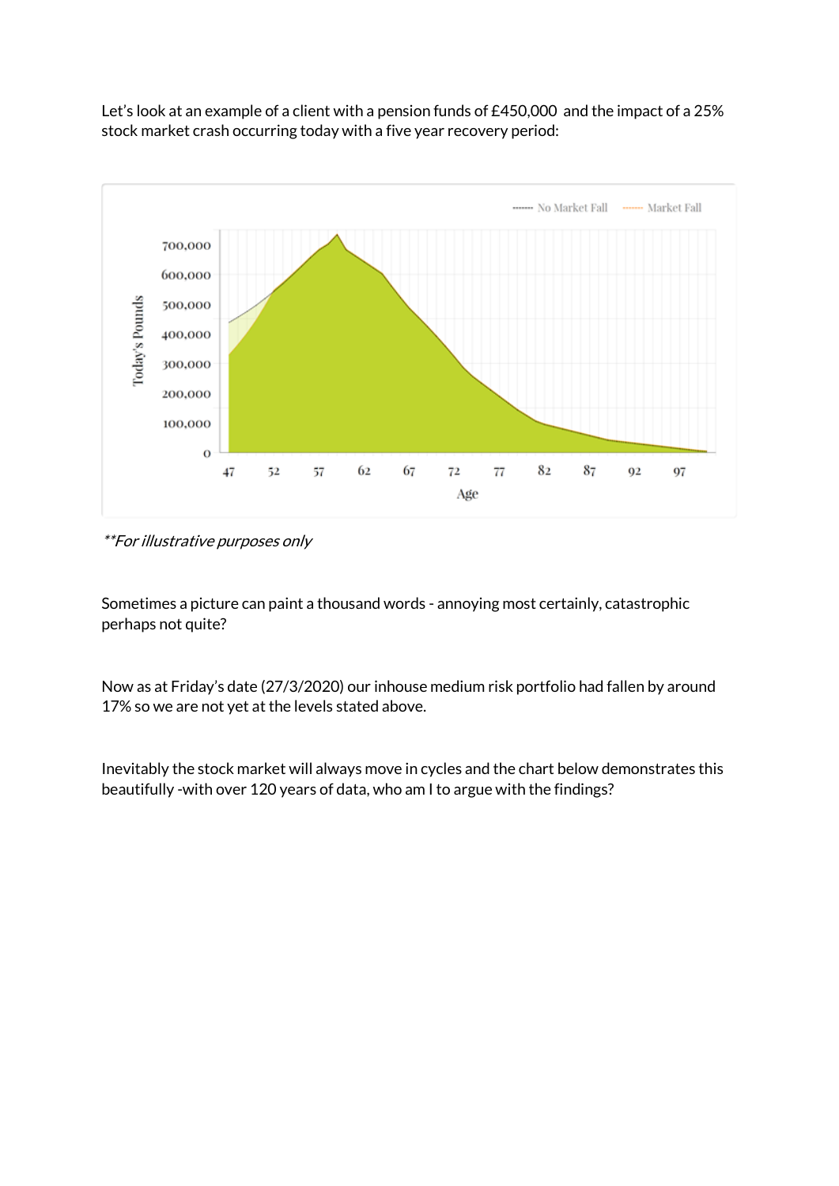Let's look at an example of a client with a pension funds of £450,000 and the impact of a 25% stock market crash occurring today with a five year recovery period:

*\*\*For illustrative purposes only*

Sometimes a picture can paint a thousand words - annoying most certainly, catastrophic perhaps not quite?

Now as at Friday's date (27/3/2020) our inhouse medium risk portfolio had fallen by around 17% so we are not yet at the levels stated above.

Inevitably the stock market will always move in cycles and the chart below demonstrates this beautifully -with over 120 years of data, who am I to argue with the findings?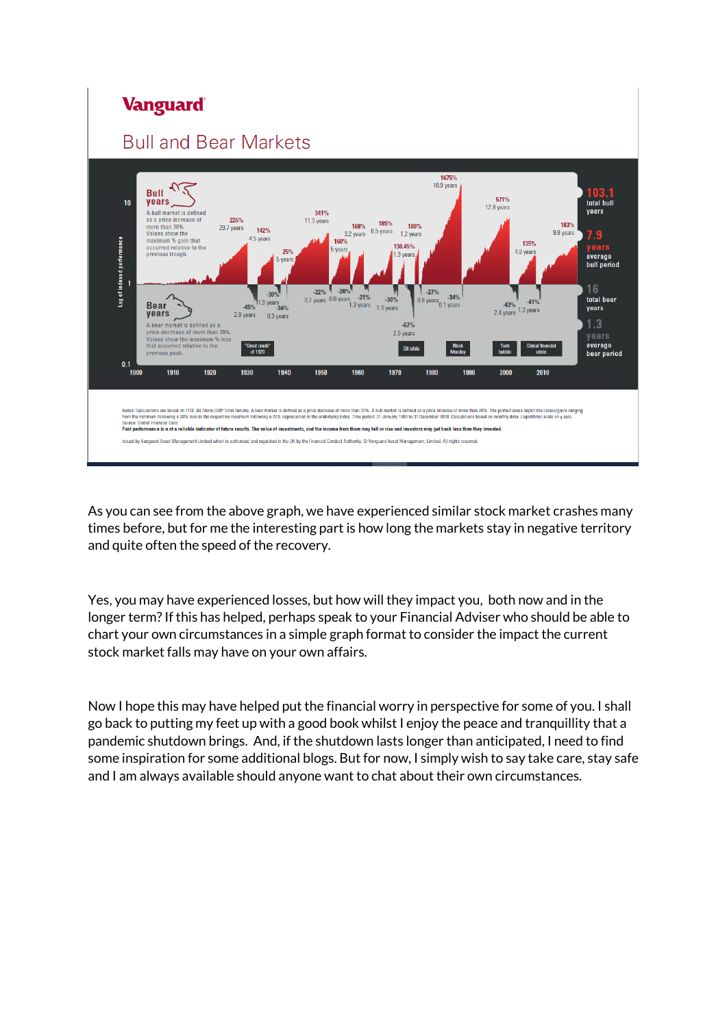Vanguard

Bull and Bear Markets

Bull years

A bull market is defined as a price increase of more than 20%. Values show the maximum % gain that occurred relative to the previous trough.

Bear years

A bear market is defined as a price decrease of more than 20%. Values show the maximum % loss that occurred relative to the previous peak.

Log of indexed performance

10

1

0.1

1900 1910 1920 1930 1940 1950 1960 1970 1980 1990 2000 2010

225% 29.7 years
142% 4.5 years
25% 5 years
341% 11.3 years
160% 5 years
168% 3.2 years
185% 6.5 years
180% 1.2 years
130.45% 1.9 years
1675% 10.9 years
571% 12.8 years
135% 4.8 years
183% 9.8 years

-45% 2.8 years
-30% 1.8 years
-34% 0.3 years
-22% 0.7 years
-20% 0.6 years
-21% 1.3 years
-30% 1.3 years
-67% 2.6 years
-27% 0.8 years
-34% 0.1 years
-43% 2.4 years
-41% 1.3 years

"Great crash" of 1929
Oil crisis
Black Monday
Tech bubble
Global financial crisis

103.1 total bull years

7.9 years average bull period

16 total bear years

1.3 years average bear period

Notes: Calculations are based on FTSE All Share (GBP Total Return). A bear market is defined as a price decrease of more than 20%. A bull market is defined as a price increase of more than 20%. The plotted areas depict the losses/gains ranging from the minimum following a 20% loss to the respective maximum following a 20% appreciation in the underlying index. Time period: 31 January 1900 to 31 December 2018. Calculations based on monthly data. Logarithmic scale on y axis.
Source: Global Financial Data.
**Past performance is not a reliable indicator of future results. The value of investments, and the income from them may fall or rise and investors may get back less than they invested.**

Issued by Vanguard Asset Management Limited which is authorised and regulated in the UK by the Financial Conduct Authority. © Vanguard Asset Management, Limited. All rights reserved.

As you can see from the above graph, we have experienced similar stock market crashes many times before, but for me the interesting part is how long the markets stay in negative territory and quite often the speed of the recovery.

Yes, you may have experienced losses, but how will they impact you, both now and in the longer term? If this has helped, perhaps speak to your Financial Adviser who should be able to chart your own circumstances in a simple graph format to consider the impact the current stock market falls may have on your own affairs.

Now I hope this may have helped put the financial worry in perspective for some of you. I shall go back to putting my feet up with a good book whilst I enjoy the peace and tranquillity that a pandemic shutdown brings. And, if the shutdown lasts longer than anticipated, I need to find some inspiration for some additional blogs. But for now, I simply wish to say take care, stay safe and I am always available should anyone want to chat about their own circumstances.